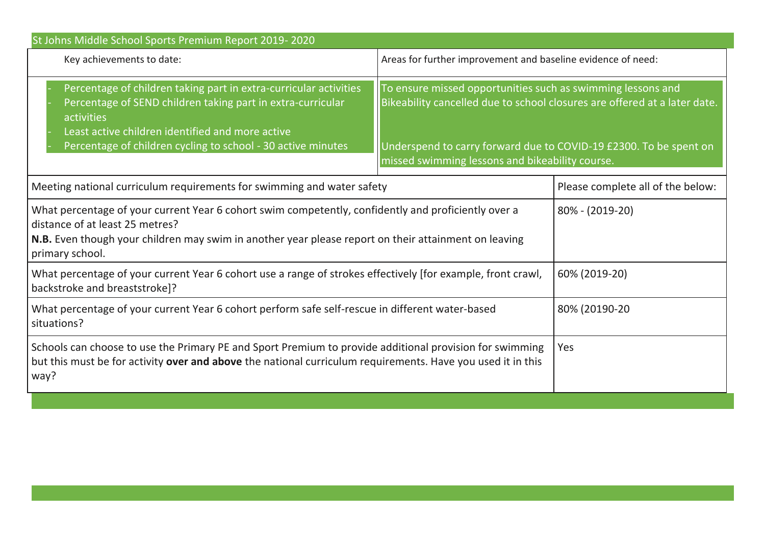# St Johns Middle School Sports Premium Report 2019- 2020

| Key achievements to date: | Areas for further improvement and baseline evidence of need: |
|---|---|
| - Percentage of children taking part in extra-curricular activities<br>- Percentage of SEND children taking part in extra-curricular activities<br>- Least active children identified and more active<br>- Percentage of children cycling to school - 30 active minutes | To ensure missed opportunities such as swimming lessons and Bikeability cancelled due to school closures are offered at a later date.<br><br>Underspend to carry forward due to COVID-19 £2300. To be spent on missed swimming lessons and bikeability course. |

| Meeting national curriculum requirements for swimming and water safety | Please complete all of the below: |
|---|---|
| What percentage of your current Year 6 cohort swim competently, confidently and proficiently over a distance of at least 25 metres?<br>**N.B.** Even though your children may swim in another year please report on their attainment on leaving primary school. | 80% - (2019-20) |
| What percentage of your current Year 6 cohort use a range of strokes effectively [for example, front crawl, backstroke and breaststroke]? | 60% (2019-20) |
| What percentage of your current Year 6 cohort perform safe self-rescue in different water-based situations? | 80% (20190-20 |
| Schools can choose to use the Primary PE and Sport Premium to provide additional provision for swimming but this must be for activity **over and above** the national curriculum requirements. Have you used it in this way? | Yes |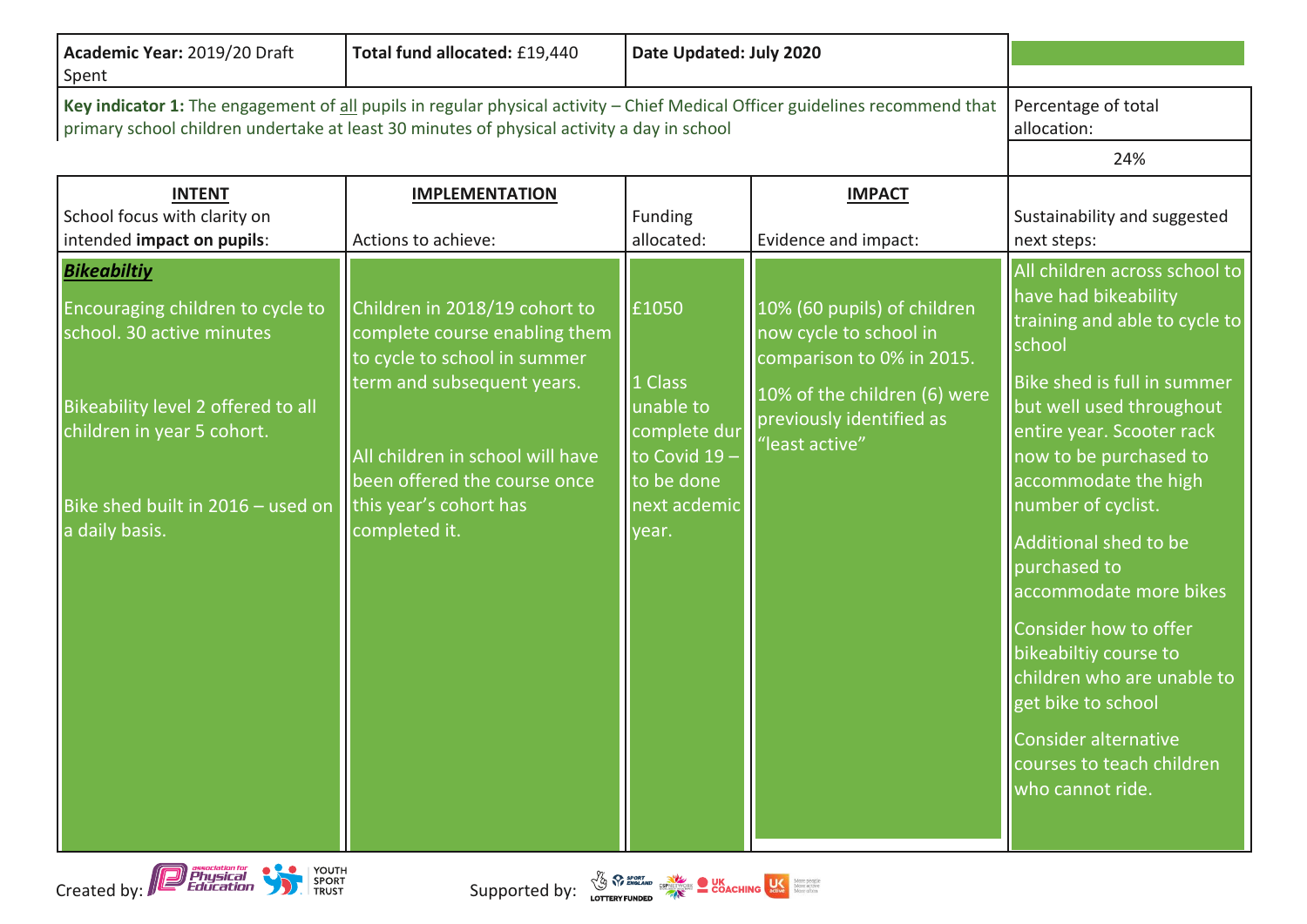| **Academic Year:** 2019/20 Draft Spent | **Total fund allocated:** £19,440 | **Date Updated: July 2020** | | |
|---|---|---|---|---|
| **Key indicator 1:** The engagement of all pupils in regular physical activity – Chief Medical Officer guidelines recommend that primary school children undertake at least 30 minutes of physical activity a day in school | | | | Percentage of total allocation: 24% |
| **INTENT** School focus with clarity on intended **impact on pupils**: | **IMPLEMENTATION** Actions to achieve: | Funding allocated: | **IMPACT** Evidence and impact: | Sustainability and suggested next steps: |
| ***Bikeabiltiy*** Encouraging children to cycle to school. 30 active minutes<br><br>Bikeability level 2 offered to all children in year 5 cohort.<br><br>Bike shed built in 2016 – used on a daily basis. | Children in 2018/19 cohort to complete course enabling them to cycle to school in summer term and subsequent years.<br><br>All children in school will have been offered the course once this year's cohort has completed it. | £1050<br><br>1 Class unable to complete dur to Covid 19 – to be done next acedemic year. | 10% (60 pupils) of children now cycle to school in comparison to 0% in 2015.<br><br>10% of the children (6) were previously identified as "least active" | All children across school to have had bikeability training and able to cycle to school<br><br>Bike shed is full in summer but well used throughout entire year. Scooter rack now to be purchased to accommodate the high number of cyclist.<br><br>Additional shed to be purchased to accommodate more bikes<br><br>Consider how to offer bikeabiltiy course to children who are unable to get bike to school<br><br>Consider alternative courses to teach children who cannot ride. |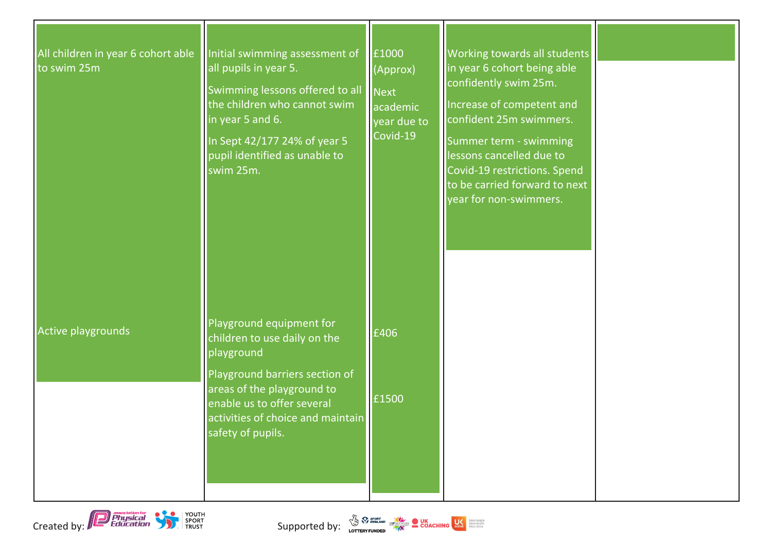| | | | | |
|---|---|---|---|---|
| All children in year 6 cohort able to swim 25m | Initial swimming assessment of all pupils in year 5.<br><br>Swimming lessons offered to all the children who cannot swim in year 5 and 6.<br><br>In Sept 42/177 24% of year 5 pupil identified as unable to swim 25m. | £1000 (Approx)<br><br>Next academic year due to Covid-19 | Working towards all students in year 6 cohort being able confidently swim 25m.<br><br>Increase of competent and confident 25m swimmers.<br><br>Summer term - swimming lessons cancelled due to Covid-19 restrictions. Spend to be carried forward to next year for non-swimmers. | |
| Active playgrounds | Playground equipment for children to use daily on the playground<br><br>Playground barriers section of areas of the playground to enable us to offer several activities of choice and maintain safety of pupils. | £406<br><br>£1500 | | |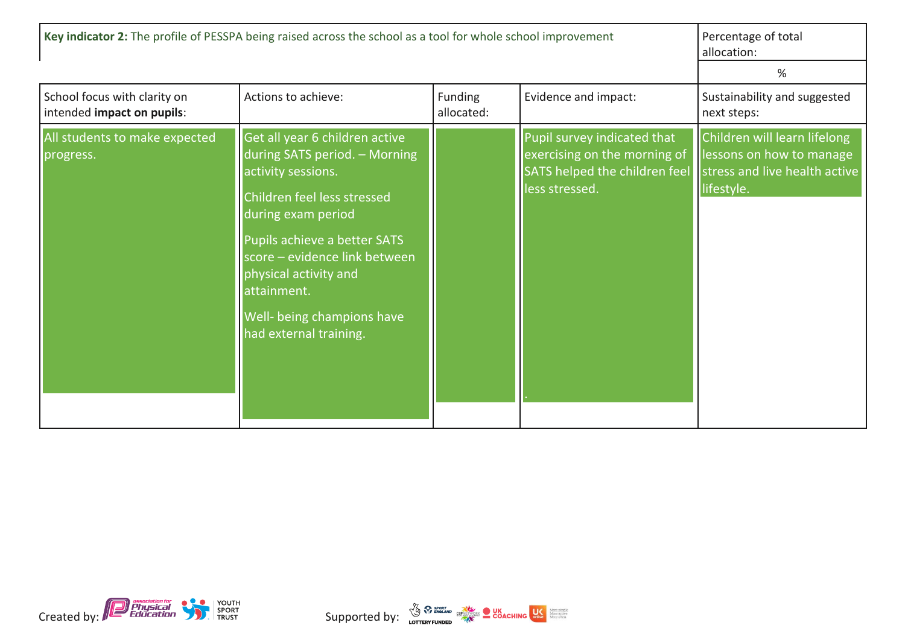| **Key indicator 2:** The profile of PESSPA being raised across the school as a tool for whole school improvement | | | | Percentage of total allocation: |
|---|---|---|---|---|
| | | | | % |
| School focus with clarity on intended **impact on pupils**: | Actions to achieve: | Funding allocated: | Evidence and impact: | Sustainability and suggested next steps: |
| All students to make expected progress. | Get all year 6 children active during SATS period. – Morning activity sessions.<br><br>Children feel less stressed during exam period<br><br>Pupils achieve a better SATS score – evidence link between physical activity and attainment.<br><br>Well- being champions have had external training. | | Pupil survey indicated that exercising on the morning of SATS helped the children feel less stressed.<br><br>. | Children will learn lifelong lessons on how to manage stress and live health active lifestyle. |

Created by: Association for Physical Education, Youth Sport Trust

Supported by: Sport England Lottery Funded, CSPNetwork, UK Coaching, UK Active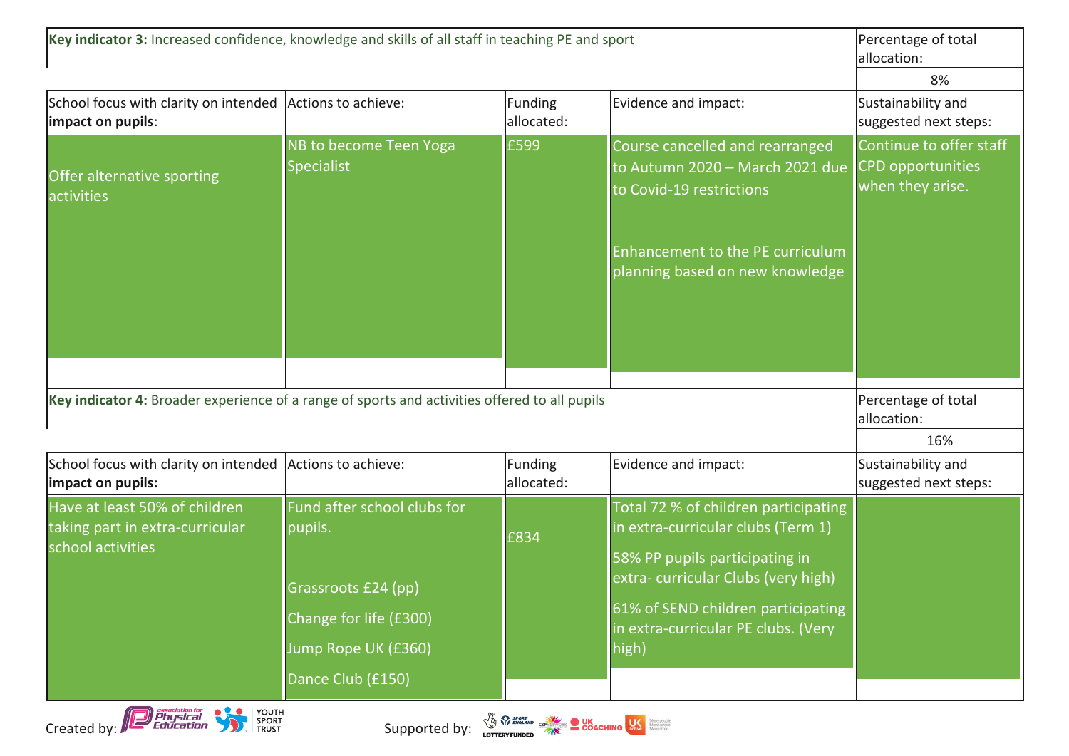| **Key indicator 3:** Increased confidence, knowledge and skills of all staff in teaching PE and sport | | | | Percentage of total allocation: |
|---|---|---|---|---|
| | | | | 8% |
| School focus with clarity on intended **impact on pupils**: | Actions to achieve: | Funding allocated: | Evidence and impact: | Sustainability and suggested next steps: |
| Offer alternative sporting activities | NB to become Teen Yoga Specialist | £599 | Course cancelled and rearranged to Autumn 2020 – March 2021 due to Covid-19 restrictions<br><br>Enhancement to the PE curriculum planning based on new knowledge | Continue to offer staff CPD opportunities when they arise. |

| **Key indicator 4:** Broader experience of a range of sports and activities offered to all pupils | | | | Percentage of total allocation: |
|---|---|---|---|---|
| | | | | 16% |
| School focus with clarity on intended **impact on pupils:** | Actions to achieve: | Funding allocated: | Evidence and impact: | Sustainability and suggested next steps: |
| Have at least 50% of children taking part in extra-curricular school activities | Fund after school clubs for pupils.<br><br>Grassroots £24 (pp)<br>Change for life (£300)<br>Jump Rope UK (£360)<br>Dance Club (£150) | £834 | Total 72 % of children participating in extra-curricular clubs (Term 1)<br>58% PP pupils participating in extra- curricular Clubs (very high)<br>61% of SEND children participating in extra-curricular PE clubs. (Very high) | |

Created by: Association for Physical Education, Youth Sport Trust

Supported by: Sport England, Lottery Funded, CSPN, UK Coaching, UK Active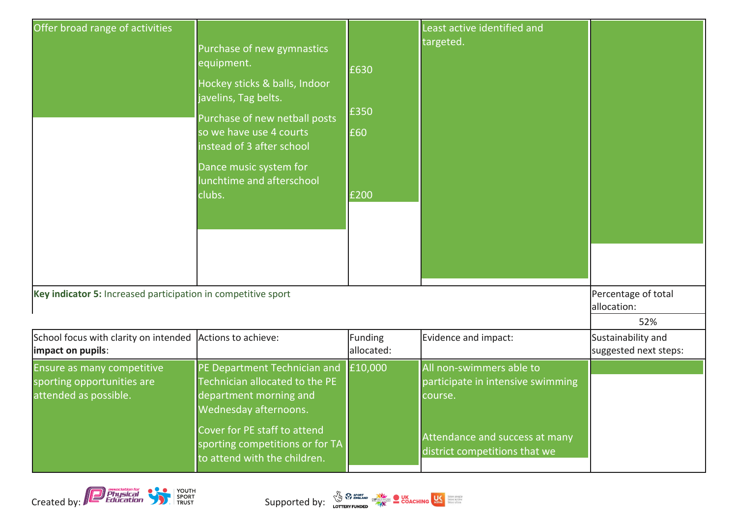| | | | | |
|---|---|---|---|---|
| Offer broad range of activities | Purchase of new gymnastics equipment.<br><br>Hockey sticks & balls, Indoor javelins, Tag belts.<br><br>Purchase of new netball posts so we have use 4 courts instead of 3 after school<br><br>Dance music system for lunchtime and afterschool clubs. | £630<br><br>£350<br><br>£60<br><br>£200 | Least active identified and targeted. | |

| **Key indicator 5:** Increased participation in competitive sport | | | | Percentage of total allocation: |
|---|---|---|---|---|
| | | | | 52% |
| School focus with clarity on intended **impact on pupils**: | Actions to achieve: | Funding allocated: | Evidence and impact: | Sustainability and suggested next steps: |
| Ensure as many competitive sporting opportunities are attended as possible. | PE Department Technician and Technician allocated to the PE department morning and Wednesday afternoons.<br><br>Cover for PE staff to attend sporting competitions or for TA to attend with the children. | £10,000 | All non-swimmers able to participate in intensive swimming course.<br><br>Attendance and success at many district competitions that we | |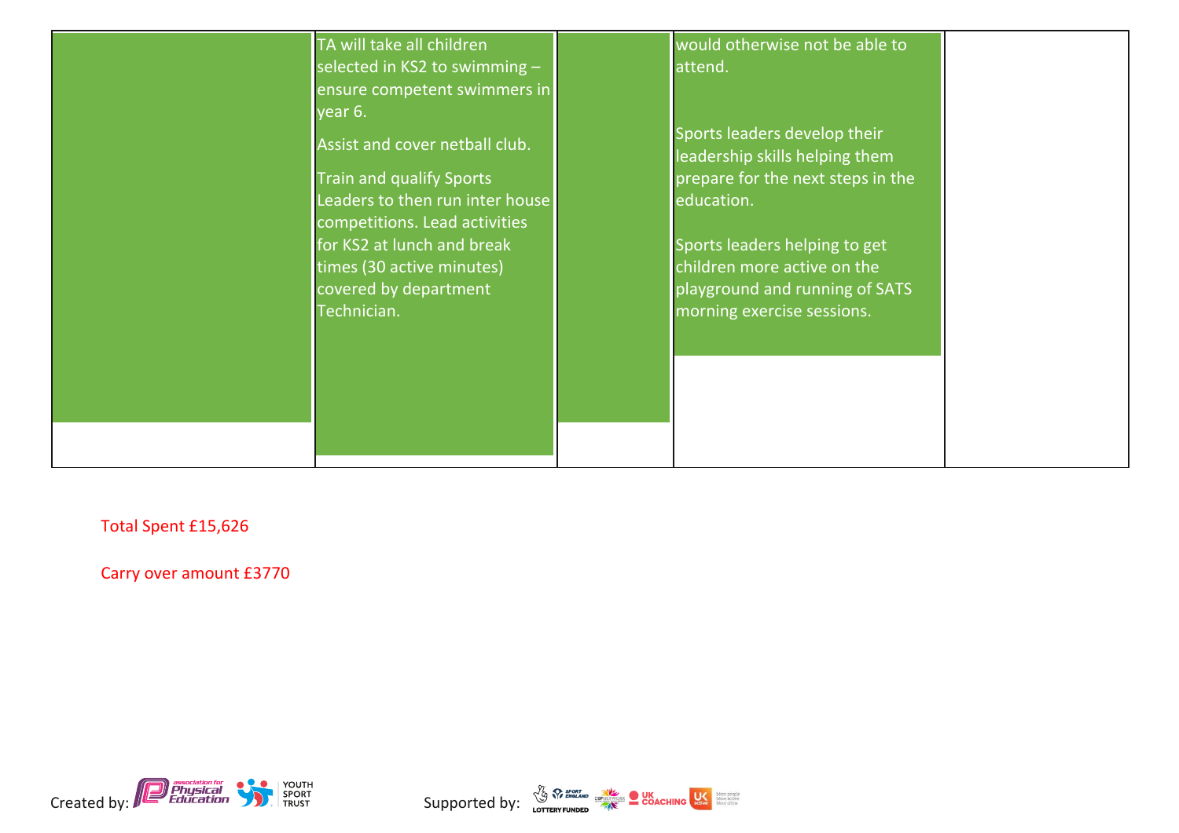| | | | | |
|---|---|---|---|---|
| | TA will take all children selected in KS2 to swimming – ensure competent swimmers in year 6.<br><br>Assist and cover netball club.<br><br>Train and qualify Sports Leaders to then run inter house competitions. Lead activities for KS2 at lunch and break times (30 active minutes) covered by department Technician. | | would otherwise not be able to attend.<br><br>Sports leaders develop their leadership skills helping them prepare for the next steps in the education.<br><br>Sports leaders helping to get children more active on the playground and running of SATS morning exercise sessions. | |

Total Spent £15,626

Carry over amount £3770